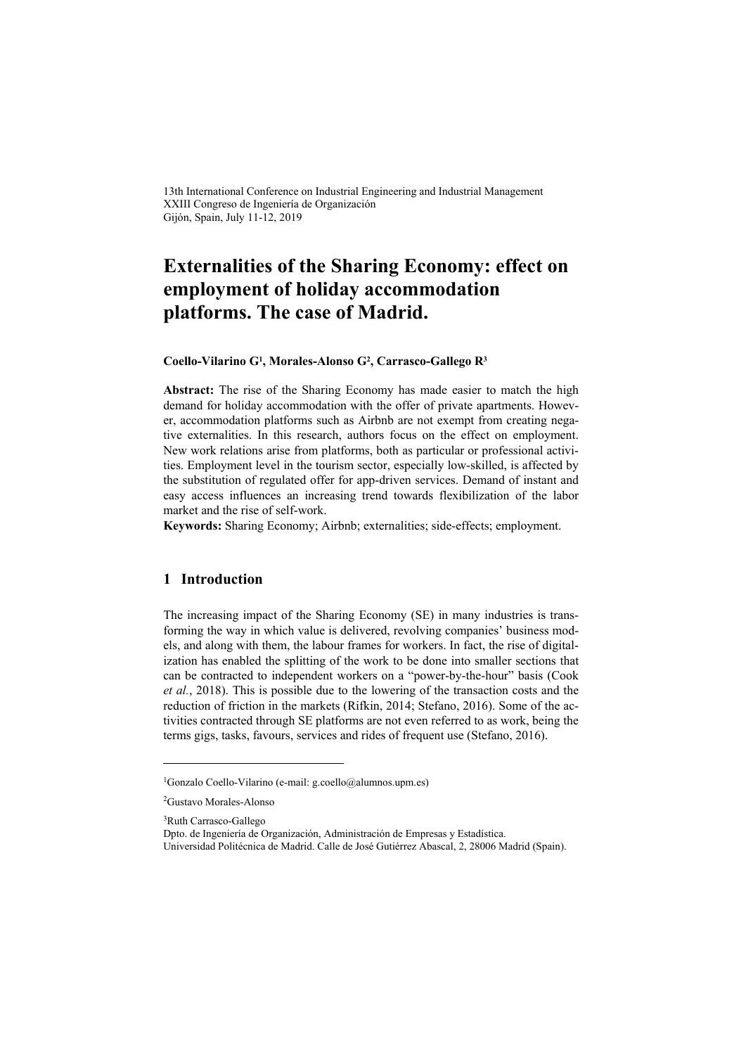13th International Conference on Industrial Engineering and Industrial Management
XXIII Congreso de Ingeniería de Organización
Gijón, Spain, July 11-12, 2019

# Externalities of the Sharing Economy: effect on employment of holiday accommodation platforms. The case of Madrid.

**Coello-Vilarino G[1], Morales-Alonso G[2], Carrasco-Gallego R[3]**

**Abstract:** The rise of the Sharing Economy has made easier to match the high demand for holiday accommodation with the offer of private apartments. However, accommodation platforms such as Airbnb are not exempt from creating negative externalities. In this research, authors focus on the effect on employment. New work relations arise from platforms, both as particular or professional activities. Employment level in the tourism sector, especially low-skilled, is affected by the substitution of regulated offer for app-driven services. Demand of instant and easy access influences an increasing trend towards flexibilization of the labor market and the rise of self-work.

**Keywords:** Sharing Economy; Airbnb; externalities; side-effects; employment.

## 1 Introduction

The increasing impact of the Sharing Economy (SE) in many industries is transforming the way in which value is delivered, revolving companies' business models, and along with them, the labour frames for workers. In fact, the rise of digitalization has enabled the splitting of the work to be done into smaller sections that can be contracted to independent workers on a "power-by-the-hour" basis (Cook *et al.*, 2018). This is possible due to the lowering of the transaction costs and the reduction of friction in the markets (Rifkin, 2014; Stefano, 2016). Some of the activities contracted through SE platforms are not even referred to as work, being the terms gigs, tasks, favours, services and rides of frequent use (Stefano, 2016).

---

[1]Gonzalo Coello-Vilarino (e-mail: g.coello@alumnos.upm.es)

[2]Gustavo Morales-Alonso

[3]Ruth Carrasco-Gallego

Dpto. de Ingeniería de Organización, Administración de Empresas y Estadística.
Universidad Politécnica de Madrid. Calle de José Gutiérrez Abascal, 2, 28006 Madrid (Spain).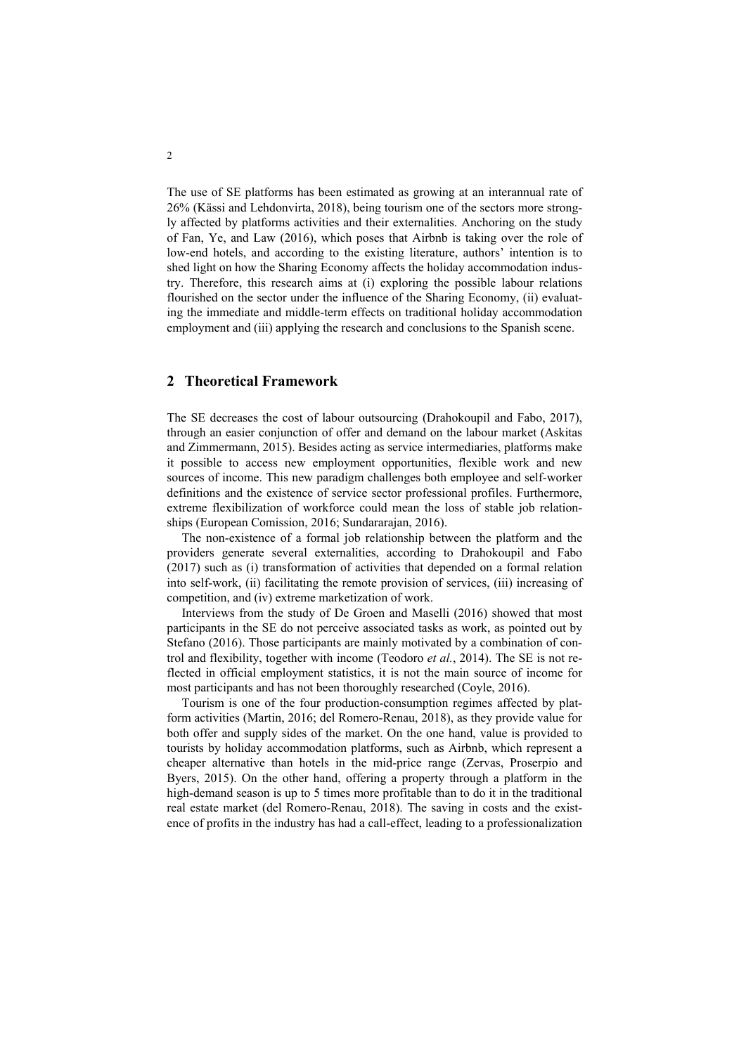The use of SE platforms has been estimated as growing at an interannual rate of 26% (Kässi and Lehdonvirta, 2018), being tourism one of the sectors more strongly affected by platforms activities and their externalities. Anchoring on the study of Fan, Ye, and Law (2016), which poses that Airbnb is taking over the role of low-end hotels, and according to the existing literature, authors' intention is to shed light on how the Sharing Economy affects the holiday accommodation industry. Therefore, this research aims at (i) exploring the possible labour relations flourished on the sector under the influence of the Sharing Economy, (ii) evaluating the immediate and middle-term effects on traditional holiday accommodation employment and (iii) applying the research and conclusions to the Spanish scene.

## 2 Theoretical Framework

The SE decreases the cost of labour outsourcing (Drahokoupil and Fabo, 2017), through an easier conjunction of offer and demand on the labour market (Askitas and Zimmermann, 2015). Besides acting as service intermediaries, platforms make it possible to access new employment opportunities, flexible work and new sources of income. This new paradigm challenges both employee and self-worker definitions and the existence of service sector professional profiles. Furthermore, extreme flexibilization of workforce could mean the loss of stable job relationships (European Comission, 2016; Sundararajan, 2016).

The non-existence of a formal job relationship between the platform and the providers generate several externalities, according to Drahokoupil and Fabo (2017) such as (i) transformation of activities that depended on a formal relation into self-work, (ii) facilitating the remote provision of services, (iii) increasing of competition, and (iv) extreme marketization of work.

Interviews from the study of De Groen and Maselli (2016) showed that most participants in the SE do not perceive associated tasks as work, as pointed out by Stefano (2016). Those participants are mainly motivated by a combination of control and flexibility, together with income (Teodoro *et al.*, 2014). The SE is not reflected in official employment statistics, it is not the main source of income for most participants and has not been thoroughly researched (Coyle, 2016).

Tourism is one of the four production-consumption regimes affected by platform activities (Martin, 2016; del Romero-Renau, 2018), as they provide value for both offer and supply sides of the market. On the one hand, value is provided to tourists by holiday accommodation platforms, such as Airbnb, which represent a cheaper alternative than hotels in the mid-price range (Zervas, Proserpio and Byers, 2015). On the other hand, offering a property through a platform in the high-demand season is up to 5 times more profitable than to do it in the traditional real estate market (del Romero-Renau, 2018). The saving in costs and the existence of profits in the industry has had a call-effect, leading to a professionalization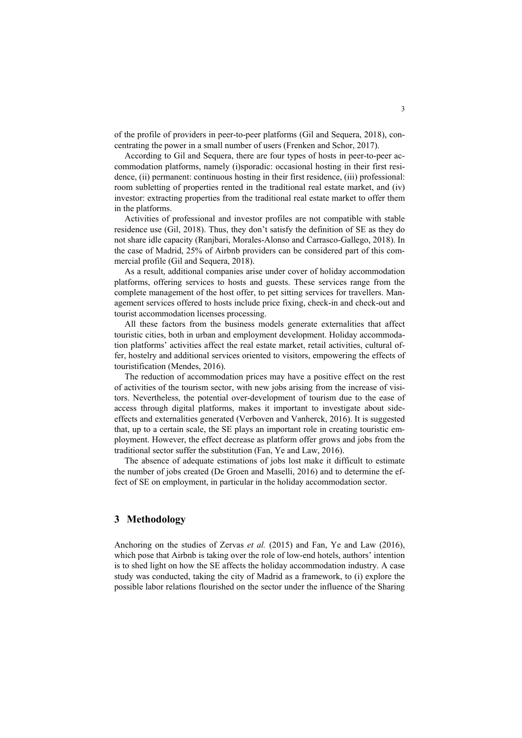of the profile of providers in peer-to-peer platforms (Gil and Sequera, 2018), concentrating the power in a small number of users (Frenken and Schor, 2017).

According to Gil and Sequera, there are four types of hosts in peer-to-peer accommodation platforms, namely (i)sporadic: occasional hosting in their first residence, (ii) permanent: continuous hosting in their first residence, (iii) professional: room subletting of properties rented in the traditional real estate market, and (iv) investor: extracting properties from the traditional real estate market to offer them in the platforms.

Activities of professional and investor profiles are not compatible with stable residence use (Gil, 2018). Thus, they don't satisfy the definition of SE as they do not share idle capacity (Ranjbari, Morales-Alonso and Carrasco-Gallego, 2018). In the case of Madrid, 25% of Airbnb providers can be considered part of this commercial profile (Gil and Sequera, 2018).

As a result, additional companies arise under cover of holiday accommodation platforms, offering services to hosts and guests. These services range from the complete management of the host offer, to pet sitting services for travellers. Management services offered to hosts include price fixing, check-in and check-out and tourist accommodation licenses processing.

All these factors from the business models generate externalities that affect touristic cities, both in urban and employment development. Holiday accommodation platforms' activities affect the real estate market, retail activities, cultural offer, hostelry and additional services oriented to visitors, empowering the effects of touristification (Mendes, 2016).

The reduction of accommodation prices may have a positive effect on the rest of activities of the tourism sector, with new jobs arising from the increase of visitors. Nevertheless, the potential over-development of tourism due to the ease of access through digital platforms, makes it important to investigate about side-effects and externalities generated (Verboven and Vanherck, 2016). It is suggested that, up to a certain scale, the SE plays an important role in creating touristic employment. However, the effect decrease as platform offer grows and jobs from the traditional sector suffer the substitution (Fan, Ye and Law, 2016).

The absence of adequate estimations of jobs lost make it difficult to estimate the number of jobs created (De Groen and Maselli, 2016) and to determine the effect of SE on employment, in particular in the holiday accommodation sector.

## 3 Methodology

Anchoring on the studies of Zervas *et al.* (2015) and Fan, Ye and Law (2016), which pose that Airbnb is taking over the role of low-end hotels, authors' intention is to shed light on how the SE affects the holiday accommodation industry. A case study was conducted, taking the city of Madrid as a framework, to (i) explore the possible labor relations flourished on the sector under the influence of the Sharing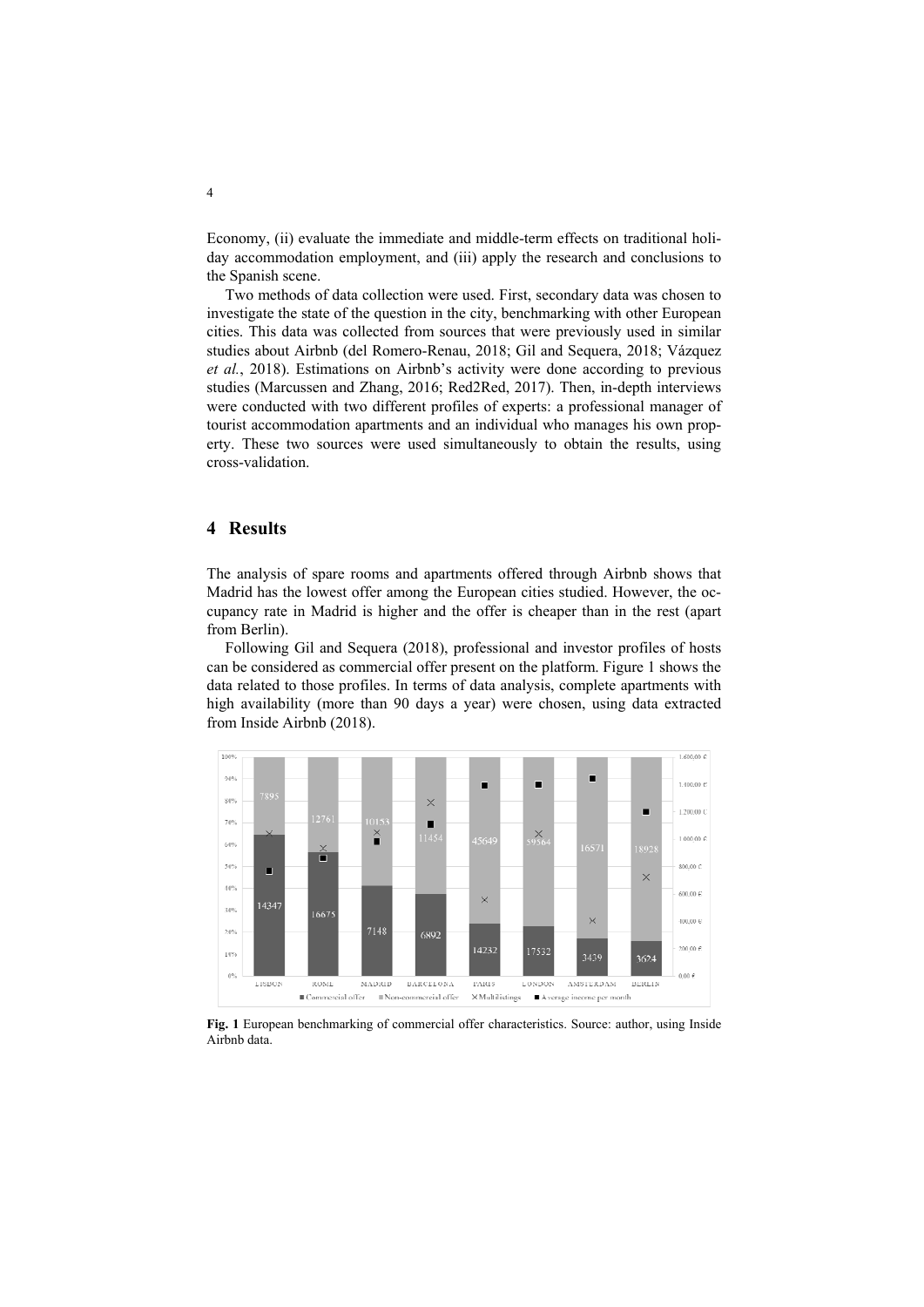Economy, (ii) evaluate the immediate and middle-term effects on traditional holiday accommodation employment, and (iii) apply the research and conclusions to the Spanish scene.

Two methods of data collection were used. First, secondary data was chosen to investigate the state of the question in the city, benchmarking with other European cities. This data was collected from sources that were previously used in similar studies about Airbnb (del Romero-Renau, 2018; Gil and Sequera, 2018; Vázquez *et al.*, 2018). Estimations on Airbnb's activity were done according to previous studies (Marcussen and Zhang, 2016; Red2Red, 2017). Then, in-depth interviews were conducted with two different profiles of experts: a professional manager of tourist accommodation apartments and an individual who manages his own property. These two sources were used simultaneously to obtain the results, using cross-validation.

## 4 Results

The analysis of spare rooms and apartments offered through Airbnb shows that Madrid has the lowest offer among the European cities studied. However, the occupancy rate in Madrid is higher and the offer is cheaper than in the rest (apart from Berlin).

Following Gil and Sequera (2018), professional and investor profiles of hosts can be considered as commercial offer present on the platform. Figure 1 shows the data related to those profiles. In terms of data analysis, complete apartments with high availability (more than 90 days a year) were chosen, using data extracted from Inside Airbnb (2018).

**Fig. 1** European benchmarking of commercial offer characteristics. Source: author, using Inside Airbnb data.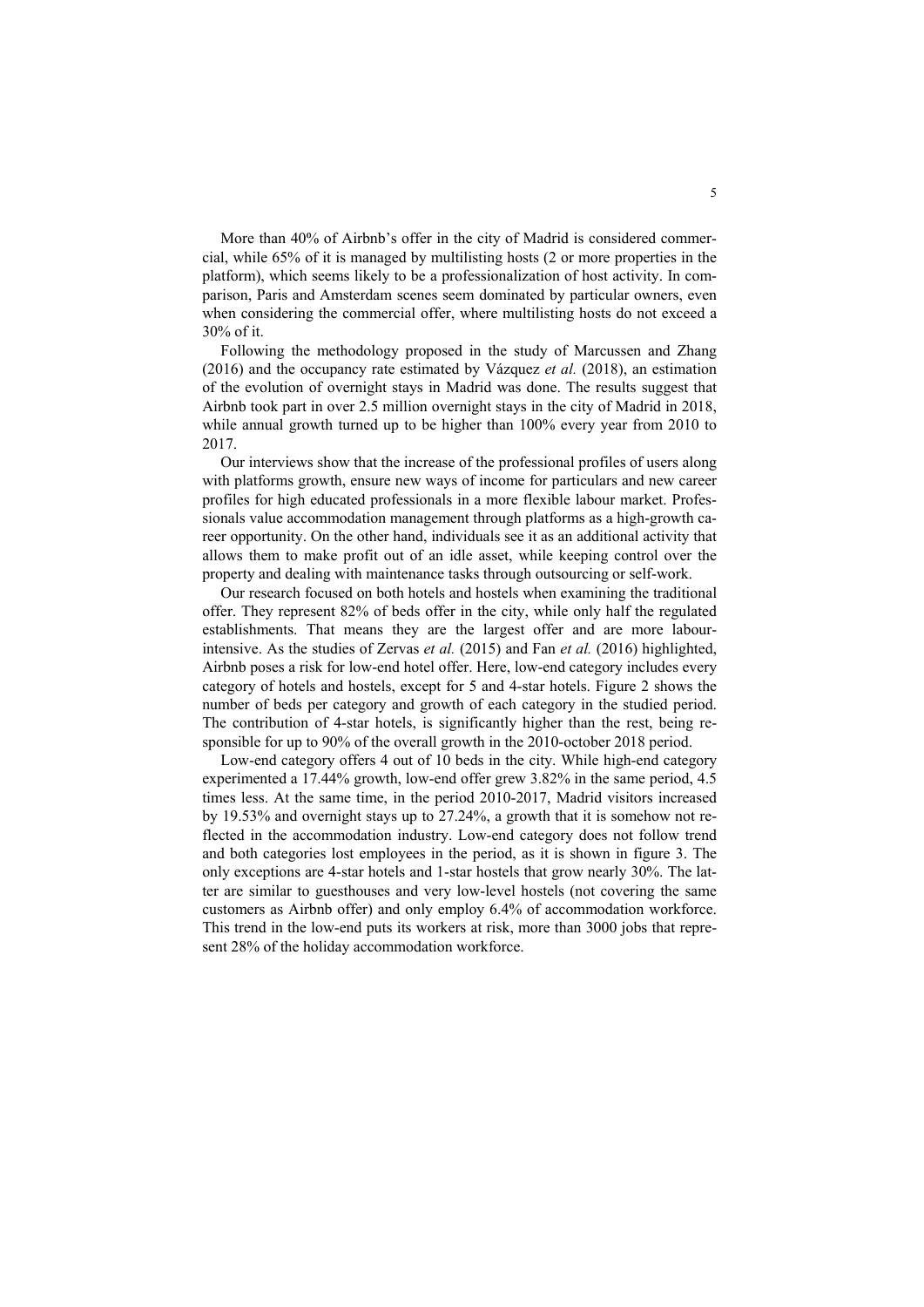More than 40% of Airbnb's offer in the city of Madrid is considered commercial, while 65% of it is managed by multilisting hosts (2 or more properties in the platform), which seems likely to be a professionalization of host activity. In comparison, Paris and Amsterdam scenes seem dominated by particular owners, even when considering the commercial offer, where multilisting hosts do not exceed a 30% of it.

Following the methodology proposed in the study of Marcussen and Zhang (2016) and the occupancy rate estimated by Vázquez *et al.* (2018), an estimation of the evolution of overnight stays in Madrid was done. The results suggest that Airbnb took part in over 2.5 million overnight stays in the city of Madrid in 2018, while annual growth turned up to be higher than 100% every year from 2010 to 2017.

Our interviews show that the increase of the professional profiles of users along with platforms growth, ensure new ways of income for particulars and new career profiles for high educated professionals in a more flexible labour market. Professionals value accommodation management through platforms as a high-growth career opportunity. On the other hand, individuals see it as an additional activity that allows them to make profit out of an idle asset, while keeping control over the property and dealing with maintenance tasks through outsourcing or self-work.

Our research focused on both hotels and hostels when examining the traditional offer. They represent 82% of beds offer in the city, while only half the regulated establishments. That means they are the largest offer and are more labour-intensive. As the studies of Zervas *et al.* (2015) and Fan *et al.* (2016) highlighted, Airbnb poses a risk for low-end hotel offer. Here, low-end category includes every category of hotels and hostels, except for 5 and 4-star hotels. Figure 2 shows the number of beds per category and growth of each category in the studied period. The contribution of 4-star hotels, is significantly higher than the rest, being responsible for up to 90% of the overall growth in the 2010-october 2018 period.

Low-end category offers 4 out of 10 beds in the city. While high-end category experimented a 17.44% growth, low-end offer grew 3.82% in the same period, 4.5 times less. At the same time, in the period 2010-2017, Madrid visitors increased by 19.53% and overnight stays up to 27.24%, a growth that it is somehow not reflected in the accommodation industry. Low-end category does not follow trend and both categories lost employees in the period, as it is shown in figure 3. The only exceptions are 4-star hotels and 1-star hostels that grow nearly 30%. The latter are similar to guesthouses and very low-level hostels (not covering the same customers as Airbnb offer) and only employ 6.4% of accommodation workforce. This trend in the low-end puts its workers at risk, more than 3000 jobs that represent 28% of the holiday accommodation workforce.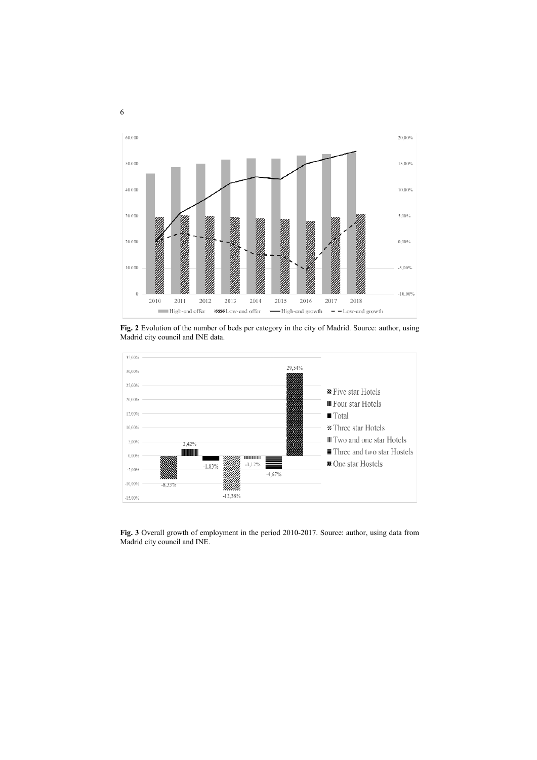**Fig. 2** Evolution of the number of beds per category in the city of Madrid. Source: author, using Madrid city council and INE data.

**Fig. 3** Overall growth of employment in the period 2010-2017. Source: author, using data from Madrid city council and INE.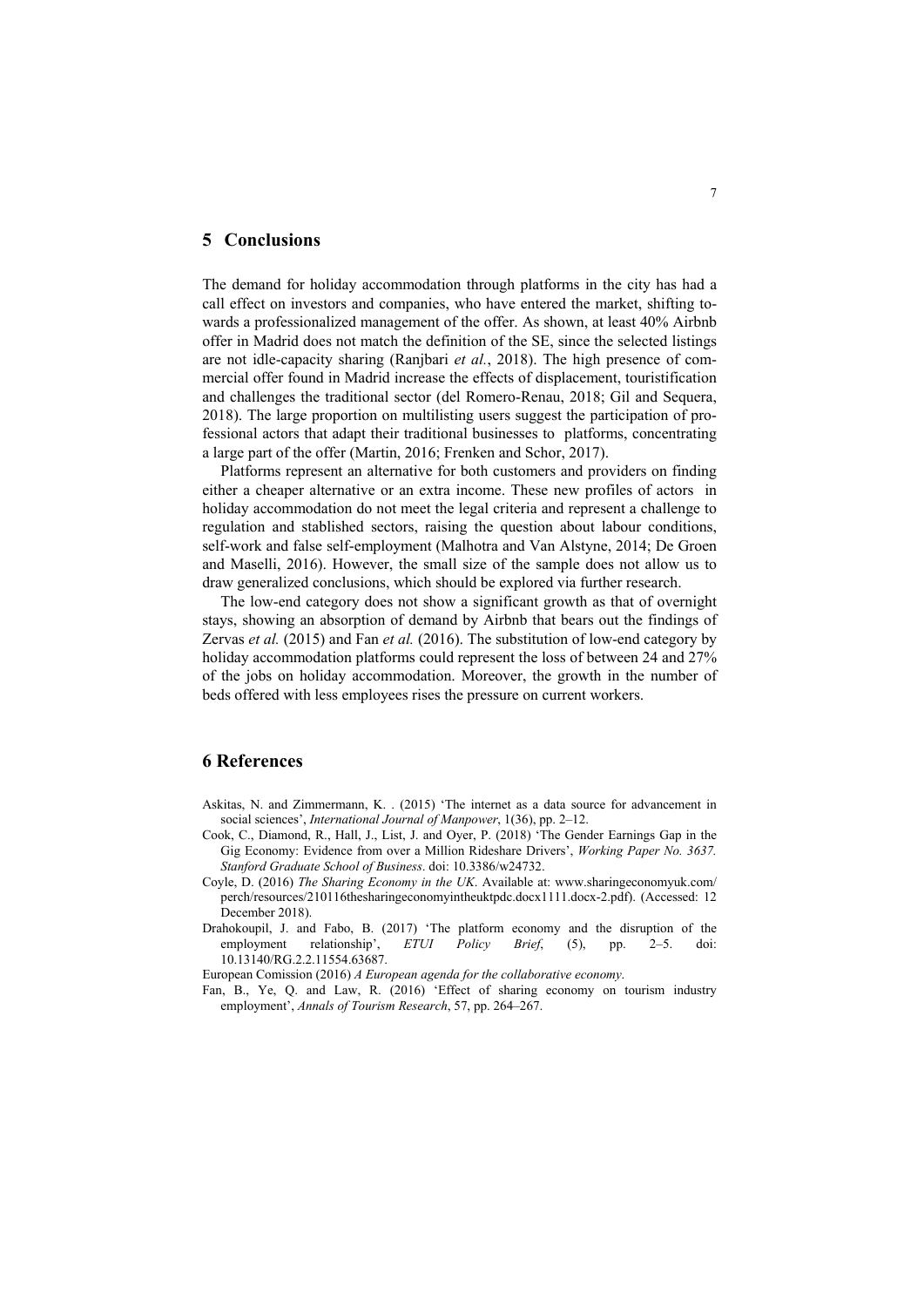## 5 Conclusions

The demand for holiday accommodation through platforms in the city has had a call effect on investors and companies, who have entered the market, shifting towards a professionalized management of the offer. As shown, at least 40% Airbnb offer in Madrid does not match the definition of the SE, since the selected listings are not idle-capacity sharing (Ranjbari *et al.*, 2018). The high presence of commercial offer found in Madrid increase the effects of displacement, touristification and challenges the traditional sector (del Romero-Renau, 2018; Gil and Sequera, 2018). The large proportion on multilisting users suggest the participation of professional actors that adapt their traditional businesses to platforms, concentrating a large part of the offer (Martin, 2016; Frenken and Schor, 2017).

Platforms represent an alternative for both customers and providers on finding either a cheaper alternative or an extra income. These new profiles of actors in holiday accommodation do not meet the legal criteria and represent a challenge to regulation and stablished sectors, raising the question about labour conditions, self-work and false self-employment (Malhotra and Van Alstyne, 2014; De Groen and Maselli, 2016). However, the small size of the sample does not allow us to draw generalized conclusions, which should be explored via further research.

The low-end category does not show a significant growth as that of overnight stays, showing an absorption of demand by Airbnb that bears out the findings of Zervas *et al.* (2015) and Fan *et al.* (2016). The substitution of low-end category by holiday accommodation platforms could represent the loss of between 24 and 27% of the jobs on holiday accommodation. Moreover, the growth in the number of beds offered with less employees rises the pressure on current workers.

## 6 References

Askitas, N. and Zimmermann, K. . (2015) 'The internet as a data source for advancement in social sciences', *International Journal of Manpower*, 1(36), pp. 2–12.

Cook, C., Diamond, R., Hall, J., List, J. and Oyer, P. (2018) 'The Gender Earnings Gap in the Gig Economy: Evidence from over a Million Rideshare Drivers', *Working Paper No. 3637. Stanford Graduate School of Business*. doi: 10.3386/w24732.

Coyle, D. (2016) *The Sharing Economy in the UK*. Available at: www.sharingeconomyuk.com/perch/resources/210116thesharingeconomyintheuktpdc.docx1111.docx-2.pdf). (Accessed: 12 December 2018).

Drahokoupil, J. and Fabo, B. (2017) 'The platform economy and the disruption of the employment relationship', *ETUI Policy Brief*, (5), pp. 2–5. doi: 10.13140/RG.2.2.11554.63687.

European Comission (2016) *A European agenda for the collaborative economy*.

Fan, B., Ye, Q. and Law, R. (2016) 'Effect of sharing economy on tourism industry employment', *Annals of Tourism Research*, 57, pp. 264–267.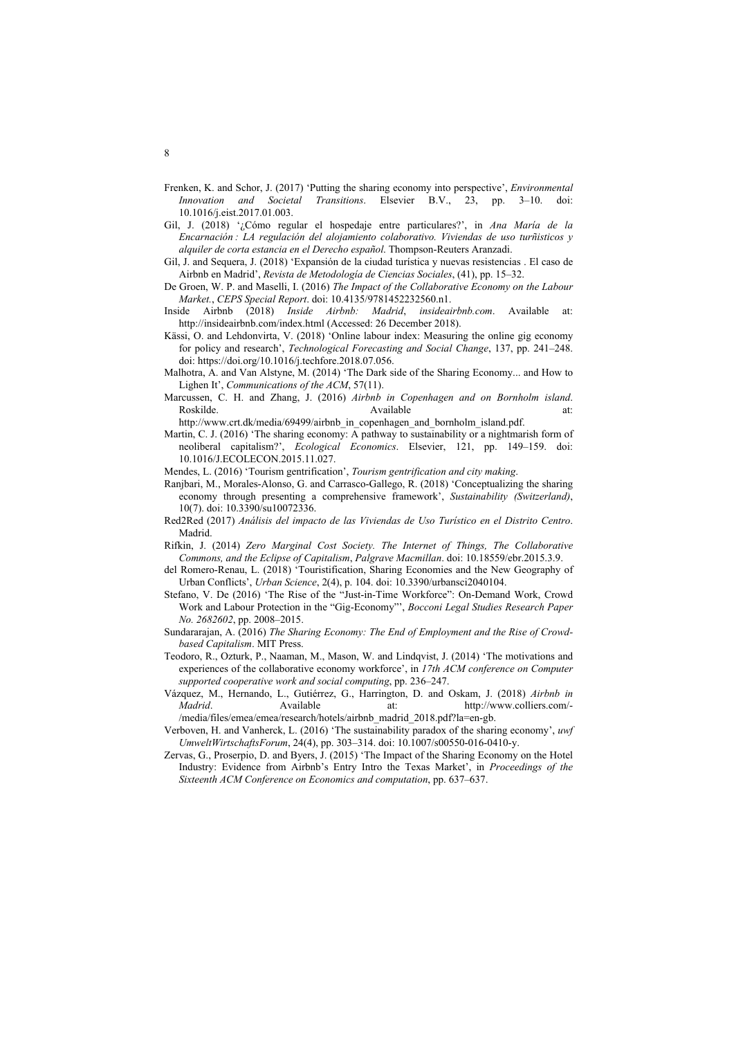Frenken, K. and Schor, J. (2017) 'Putting the sharing economy into perspective', *Environmental Innovation and Societal Transitions*. Elsevier B.V., 23, pp. 3–10. doi: 10.1016/j.eist.2017.01.003.

Gil, J. (2018) '¿Cómo regular el hospedaje entre particulares?', in *Ana María de la Encarnación : LA regulación del alojamiento colaborativo. Viviendas de uso turñisticos y alquiler de corta estancia en el Derecho español*. Thompson-Reuters Aranzadi.

Gil, J. and Sequera, J. (2018) 'Expansión de la ciudad turística y nuevas resistencias . El caso de Airbnb en Madrid', *Revista de Metodología de Ciencias Sociales*, (41), pp. 15–32.

De Groen, W. P. and Maselli, I. (2016) *The Impact of the Collaborative Economy on the Labour Market.*, *CEPS Special Report*. doi: 10.4135/9781452232560.n1.

Inside Airbnb (2018) *Inside Airbnb: Madrid*, *insideairbnb.com*. Available at: http://insideairbnb.com/index.html (Accessed: 26 December 2018).

Kässi, O. and Lehdonvirta, V. (2018) 'Online labour index: Measuring the online gig economy for policy and research', *Technological Forecasting and Social Change*, 137, pp. 241–248. doi: https://doi.org/10.1016/j.techfore.2018.07.056.

Malhotra, A. and Van Alstyne, M. (2014) 'The Dark side of the Sharing Economy... and How to Lighen It', *Communications of the ACM*, 57(11).

Marcussen, C. H. and Zhang, J. (2016) *Airbnb in Copenhagen and on Bornholm island*. Roskilde. Available at: http://www.crt.dk/media/69499/airbnb_in_copenhagen_and_bornholm_island.pdf.

Martin, C. J. (2016) 'The sharing economy: A pathway to sustainability or a nightmarish form of neoliberal capitalism?', *Ecological Economics*. Elsevier, 121, pp. 149–159. doi: 10.1016/J.ECOLECON.2015.11.027.

Mendes, L. (2016) 'Tourism gentrification', *Tourism gentrification and city making*.

Ranjbari, M., Morales-Alonso, G. and Carrasco-Gallego, R. (2018) 'Conceptualizing the sharing economy through presenting a comprehensive framework', *Sustainability (Switzerland)*, 10(7). doi: 10.3390/su10072336.

Red2Red (2017) *Análisis del impacto de las Viviendas de Uso Turístico en el Distrito Centro*. Madrid.

Rifkin, J. (2014) *Zero Marginal Cost Society. The Internet of Things, The Collaborative Commons, and the Eclipse of Capitalism*, *Palgrave Macmillan*. doi: 10.18559/ebr.2015.3.9.

del Romero-Renau, L. (2018) 'Touristification, Sharing Economies and the New Geography of Urban Conflicts', *Urban Science*, 2(4), p. 104. doi: 10.3390/urbansci2040104.

Stefano, V. De (2016) 'The Rise of the "Just-in-Time Workforce": On-Demand Work, Crowd Work and Labour Protection in the "Gig-Economy"', *Bocconi Legal Studies Research Paper No. 2682602*, pp. 2008–2015.

Sundararajan, A. (2016) *The Sharing Economy: The End of Employment and the Rise of Crowd-based Capitalism*. MIT Press.

Teodoro, R., Ozturk, P., Naaman, M., Mason, W. and Lindqvist, J. (2014) 'The motivations and experiences of the collaborative economy workforce', in *17th ACM conference on Computer supported cooperative work and social computing*, pp. 236–247.

Vázquez, M., Hernando, L., Gutiérrez, G., Harrington, D. and Oskam, J. (2018) *Airbnb in Madrid*. Available at: http://www.colliers.com/-/media/files/emea/emea/research/hotels/airbnb_madrid_2018.pdf?la=en-gb.

Verboven, H. and Vanherck, L. (2016) 'The sustainability paradox of the sharing economy', *uwf UmweltWirtschaftsForum*, 24(4), pp. 303–314. doi: 10.1007/s00550-016-0410-y.

Zervas, G., Proserpio, D. and Byers, J. (2015) 'The Impact of the Sharing Economy on the Hotel Industry: Evidence from Airbnb's Entry Intro the Texas Market', in *Proceedings of the Sixteenth ACM Conference on Economics and computation*, pp. 637–637.